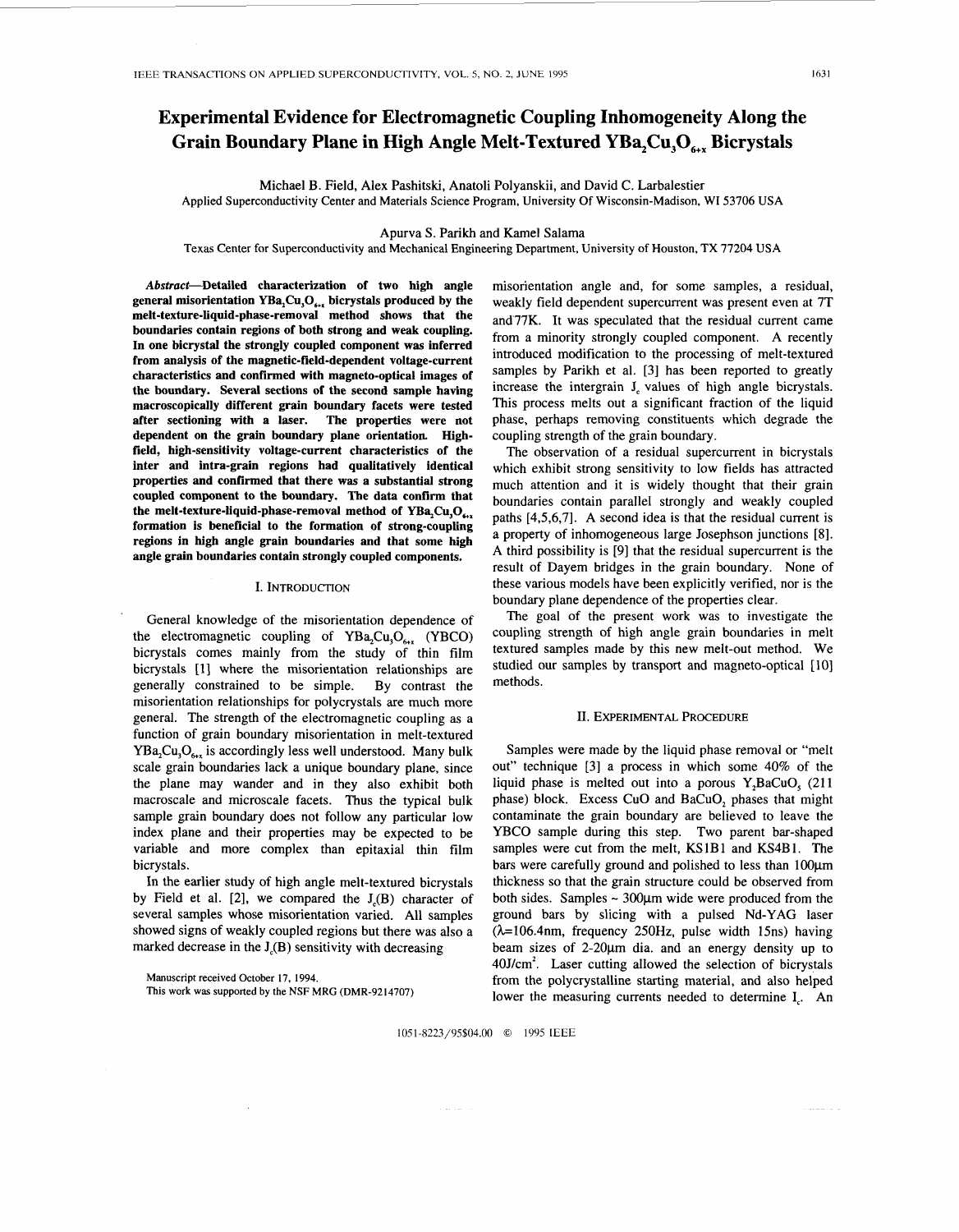# Experimental Evidence for Electromagnetic Coupling Inhomogeneity Along the Grain Boundary Plane in High Angle Melt-Textured $YBa_2Cu_3O_{6+x}$ Bicrystals

Michael B. Field, Alex Pashitski, Anatoli Polyanskii, and David C. Larbalestier
Applied Superconductivity Center and Materials Science Program, University Of Wisconsin-Madison, WI 53706 USA

Apurva S. Parikh and Kamel Salama
Texas Center for Superconductivity and Mechanical Engineering Department, University of Houston, TX 77204 USA

***Abstract*—Detailed characterization of two high angle general misorientation $YBa_2Cu_3O_{6+x}$ bicrystals produced by the melt-texture-liquid-phase-removal method shows that the boundaries contain regions of both strong and weak coupling. In one bicrystal the strongly coupled component was inferred from analysis of the magnetic-field-dependent voltage-current characteristics and confirmed with magneto-optical images of the boundary. Several sections of the second sample having macroscopically different grain boundary facets were tested after sectioning with a laser. The properties were not dependent on the grain boundary plane orientation. High-field, high-sensitivity voltage-current characteristics of the inter and intra-grain regions had qualitatively identical properties and confirmed that there was a substantial strong coupled component to the boundary. The data confirm that the melt-texture-liquid-phase-removal method of $YBa_2Cu_3O_{6+x}$ formation is beneficial to the formation of strong-coupling regions in high angle grain boundaries and that some high angle grain boundaries contain strongly coupled components.**

## I. Introduction

General knowledge of the misorientation dependence of the electromagnetic coupling of $YBa_2Cu_3O_{6+x}$ (YBCO) bicrystals comes mainly from the study of thin film bicrystals [1] where the misorientation relationships are generally constrained to be simple. By contrast the misorientation relationships for polycrystals are much more general. The strength of the electromagnetic coupling as a function of grain boundary misorientation in melt-textured $YBa_2Cu_3O_{6+x}$ is accordingly less well understood. Many bulk scale grain boundaries lack a unique boundary plane, since the plane may wander and in they also exhibit both macroscale and microscale facets. Thus the typical bulk sample grain boundary does not follow any particular low index plane and their properties may be expected to be variable and more complex than epitaxial thin film bicrystals.

In the earlier study of high angle melt-textured bicrystals by Field et al. [2], we compared the $J_c(B)$ character of several samples whose misorientation varied. All samples showed signs of weakly coupled regions but there was also a marked decrease in the $J_c(B)$ sensitivity with decreasing misorientation angle and, for some samples, a residual, weakly field dependent supercurrent was present even at 7T and 77K. It was speculated that the residual current came from a minority strongly coupled component. A recently introduced modification to the processing of melt-textured samples by Parikh et al. [3] has been reported to greatly increase the intergrain $J_c$ values of high angle bicrystals. This process melts out a significant fraction of the liquid phase, perhaps removing constituents which degrade the coupling strength of the grain boundary.

The observation of a residual supercurrent in bicrystals which exhibit strong sensitivity to low fields has attracted much attention and it is widely thought that their grain boundaries contain parallel strongly and weakly coupled paths [4,5,6,7]. A second idea is that the residual current is a property of inhomogeneous large Josephson junctions [8]. A third possibility is [9] that the residual supercurrent is the result of Dayem bridges in the grain boundary. None of these various models have been explicitly verified, nor is the boundary plane dependence of the properties clear.

The goal of the present work was to investigate the coupling strength of high angle grain boundaries in melt textured samples made by this new melt-out method. We studied our samples by transport and magneto-optical [10] methods.

## II. Experimental Procedure

Samples were made by the liquid phase removal or "melt out" technique [3] a process in which some 40% of the liquid phase is melted out into a porous $Y_2BaCuO_5$ (211 phase) block. Excess CuO and $BaCuO_2$ phases that might contaminate the grain boundary are believed to leave the YBCO sample during this step. Two parent bar-shaped samples were cut from the melt, KS1B1 and KS4B1. The bars were carefully ground and polished to less than 100μm thickness so that the grain structure could be observed from both sides. Samples ~ 300μm wide were produced from the ground bars by slicing with a pulsed Nd-YAG laser ($\lambda$=106.4nm, frequency 250Hz, pulse width 15ns) having beam sizes of 2-20μm dia. and an energy density up to 40J/cm$^2$. Laser cutting allowed the selection of bicrystals from the polycrystalline starting material, and also helped lower the measuring currents needed to determine $I_c$. An

Manuscript received October 17, 1994.
This work was supported by the NSF MRG (DMR-9214707)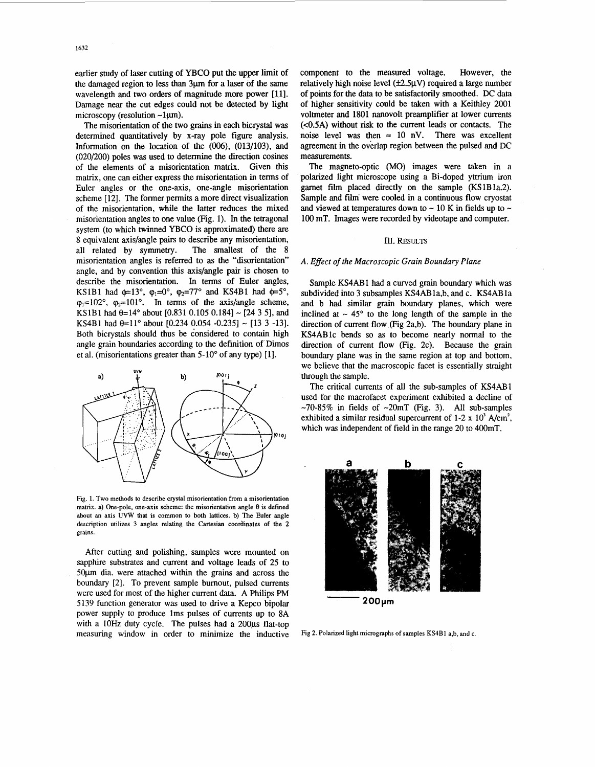earlier study of laser cutting of YBCO put the upper limit of the damaged region to less than 3μm for a laser of the same wavelength and two orders of magnitude more power [11]. Damage near the cut edges could not be detected by light microscopy (resolution ~1μm).

The misorientation of the two grains in each bicrystal was determined quantitatively by x-ray pole figure analysis. Information on the location of the (006), (013/103), and (020/200) poles was used to determine the direction cosines of the elements of a misorientation matrix. Given this matrix, one can either express the misorientation in terms of Euler angles or the one-axis, one-angle misorientation scheme [12]. The former permits a more direct visualization of the misorientation, while the latter reduces the mixed misorientation angles to one value (Fig. 1). In the tetragonal system (to which twinned YBCO is approximated) there are 8 equivalent axis/angle pairs to describe any misorientation, all related by symmetry. The smallest of the 8 misorientation angles is referred to as the "disorientation" angle, and by convention this axis/angle pair is chosen to describe the misorientation. In terms of Euler angles, KS1B1 had $\phi=13°$, $\varphi_1=0°$, $\varphi_2=77°$ and KS4B1 had $\phi=5°$, $\varphi_1=102°$, $\varphi_2=101°$. In terms of the axis/angle scheme, KS1B1 had $\theta=14°$ about [0.831 0.105 0.184] ~ [24 3 5], and KS4B1 had $\theta=11°$ about [0.234 0.054 -0.235] ~ [13 3 -13]. Both bicrystals should thus be considered to contain high angle grain boundaries according to the definition of Dimos et al. (misorientations greater than 5-10° of any type) [1].

Fig. 1. Two methods to describe crystal misorientation from a misorientation matrix. a) One-pole, one-axis scheme: the misorientation angle θ is defined about an axis UVW that is common to both lattices. b) The Euler angle description utilizes 3 angles relating the Cartesian coordinates of the 2 grains.

After cutting and polishing, samples were mounted on sapphire substrates and current and voltage leads of 25 to 50μm dia. were attached within the grains and across the boundary [2]. To prevent sample burnout, pulsed currents were used for most of the higher current data. A Philips PM 5139 function generator was used to drive a Kepco bipolar power supply to produce 1ms pulses of currents up to 8A with a 10Hz duty cycle. The pulses had a 200μs flat-top measuring window in order to minimize the inductive component to the measured voltage. However, the relatively high noise level (±2.5μV) required a large number of points for the data to be satisfactorily smoothed. DC data of higher sensitivity could be taken with a Keithley 2001 voltmeter and 1801 nanovolt preamplifier at lower currents (<0.5A) without risk to the current leads or contacts. The noise level was then ≈ 10 nV. There was excellent agreement in the overlap region between the pulsed and DC measurements.

The magneto-optic (MO) images were taken in a polarized light microscope using a Bi-doped yttrium iron garnet film placed directly on the sample (KS1B1a.2). Sample and film were cooled in a continuous flow cryostat and viewed at temperatures down to ~ 10 K in fields up to ~ 100 mT. Images were recorded by videotape and computer.

## III. RESULTS

### A. Effect of the Macroscopic Grain Boundary Plane

Sample KS4AB1 had a curved grain boundary which was subdivided into 3 subsamples KS4AB1a,b, and c. KS4AB1a and b had similar grain boundary planes, which were inclined at ~ 45° to the long length of the sample in the direction of current flow (Fig 2a,b). The boundary plane in KS4AB1c bends so as to become nearly normal to the direction of current flow (Fig. 2c). Because the grain boundary plane was in the same region at top and bottom, we believe that the macroscopic facet is essentially straight through the sample.

The critical currents of all the sub-samples of KS4AB1 used for the macrofacet experiment exhibited a decline of ~70-85% in fields of ~20mT (Fig. 3). All sub-samples exhibited a similar residual supercurrent of 1-2 x $10^3$ A/cm$^2$, which was independent of field in the range 20 to 400mT.

Fig 2. Polarized light micrographs of samples KS4B1 a,b, and c.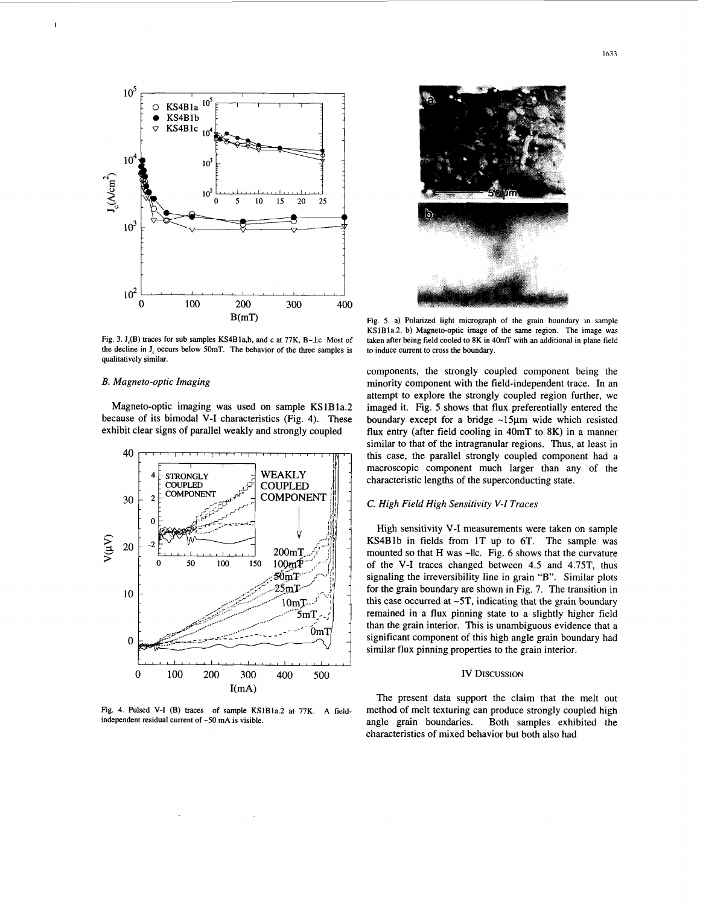Fig. 3. $J_c(B)$ traces for sub samples KS4B1a,b, and c at 77K, B~⊥c Most of the decline in $J_c$ occurs below 50mT. The behavior of the three samples is qualitatively similar.

### *B. Magneto-optic Imaging*

Magneto-optic imaging was used on sample KS1B1a.2 because of its bimodal V-I characteristics (Fig. 4). These exhibit clear signs of parallel weakly and strongly coupled components, the strongly coupled component being the minority component with the field-independent trace. In an attempt to explore the strongly coupled region further, we imaged it. Fig. 5 shows that flux preferentially entered the boundary except for a bridge ~15μm wide which resisted flux entry (after field cooling in 40mT to 8K) in a manner similar to that of the intragranular regions. Thus, at least in this case, the parallel strongly coupled component had a macroscopic component much larger than any of the characteristic lengths of the superconducting state.

Fig. 4. Pulsed V-I (B) traces of sample KS1B1a.2 at 77K. A field-independent residual current of ~50 mA is visible.

Fig. 5. a) Polarized light micrograph of the grain boundary in sample KS1B1a.2. b) Magneto-optic image of the same region. The image was taken after being field cooled to 8K in 40mT with an additional in plane field to induce current to cross the boundary.

### *C. High Field High Sensitivity V-I Traces*

High sensitivity V-I measurements were taken on sample KS4B1b in fields from 1T up to 6T. The sample was mounted so that H was ~||c. Fig. 6 shows that the curvature of the V-I traces changed between 4.5 and 4.75T, thus signaling the irreversibility line in grain "B". Similar plots for the grain boundary are shown in Fig. 7. The transition in this case occurred at ~5T, indicating that the grain boundary remained in a flux pinning state to a slightly higher field than the grain interior. This is unambiguous evidence that a significant component of this high angle grain boundary had similar flux pinning properties to the grain interior.

## IV DISCUSSION

The present data support the claim that the melt out method of melt texturing can produce strongly coupled high angle grain boundaries. Both samples exhibited the characteristics of mixed behavior but both also had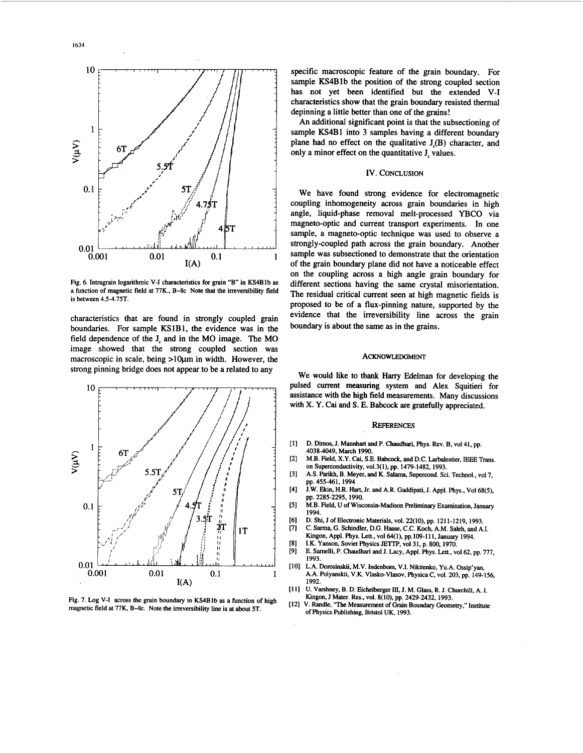10

1

V(μV)

0.1

0.01

0.001 0.01 0.1 1

I(A)

6T

5.5T

5T

4.75T

4.5T

Fig. 6. Intragrain logarithmic V-I characteristics for grain "B" in KS4B1b as a function of magnetic field at 77K., B~||c Note that the irreversibility field is between 4.5-4.75T.

characteristics that are found in strongly coupled grain boundaries. For sample KS1B1, the evidence was in the field dependence of the $J_c$ and in the MO image. The MO image showed that the strong coupled section was macroscopic in scale, being >10μm in width. However, the strong pinning bridge does not appear to be a related to any

10

1

V(μV)

0.1

0.01

0.001 0.01 0.1 1

I(A)

6T

5.5T

5T

4.5T

3.5T

2T

1T

Fig. 7. Log V-I across the grain boundary in KS4B1b as a function of high magnetic field at 77K, B~||c. Note the irreversibility line is at about 5T.

specific macroscopic feature of the grain boundary. For sample KS4B1b the position of the strong coupled section has not yet been identified but the extended V-I characteristics show that the grain boundary resisted thermal depinning a little better than one of the grains!

An additional significant point is that the subsectioning of sample KS4B1 into 3 samples having a different boundary plane had no effect on the qualitative $J_c(B)$ character, and only a minor effect on the quantitative $J_c$ values.

## IV. Conclusion

We have found strong evidence for electromagnetic coupling inhomogeneity across grain boundaries in high angle, liquid-phase removal melt-processed YBCO via magneto-optic and current transport experiments. In one sample, a magneto-optic technique was used to observe a strongly-coupled path across the grain boundary. Another sample was subsectioned to demonstrate that the orientation of the grain boundary plane did not have a noticeable effect on the coupling across a high angle grain boundary for different sections having the same crystal misorientation. The residual critical current seen at high magnetic fields is proposed to be of a flux-pinning nature, supported by the evidence that the irreversibility line across the grain boundary is about the same as in the grains.

## Acknowledgment

We would like to thank Harry Edelman for developing the pulsed current measuring system and Alex Squitieri for assistance with the high field measurements. Many discussions with X. Y. Cai and S. E. Babcock are gratefully appreciated.

## References

[1] D. Dimos, J. Mannhart and P. Chaudhari, Phys. Rev. B, vol 41, pp. 4038-4049, March 1990.

[2] M.B. Field, X.Y. Cai, S.E. Babcock, and D.C. Larbalestier, IEEE Trans. on Superconductivity, vol.3(1), pp. 1479-1482, 1993.

[3] A.S. Parikh, B. Meyer, and K. Salama, Supercond. Sci. Technol., vol 7, pp. 455-461, 1994

[4] J.W. Ekin, H.R. Hart, Jr. and A.R. Gaddipati, J. Appl. Phys., Vol 68(5), pp. 2285-2295, 1990.

[5] M.B. Field, U of Wisconsin-Madison Preliminary Examination, January 1994.

[6] D. Shi, J of Electronic Materials, vol. 22(10), pp. 1211-1219, 1993.

[7] C. Sarma, G. Schindler, D.G. Haase, C.C. Koch, A.M. Saleh, and A.I. Kingon, Appl. Phys. Lett., vol 64(1), pp.109-111, January 1994.

[8] I.K. Yanson, Soviet Physics JETTP, vol 31, p. 800, 1970.

[9] E. Sarnelli, P. Chaudhari and J. Lacy, Appl. Phys. Lett., vol 62, pp. 777, 1993.

[10] L.A. Dorosinskii, M.V. Indenbom, V.I. Nikitenko, Yu.A. Ossip'yan, A.A. Polyanskii, V.K. Vlasko-Vlasov, Physica C, vol. 203, pp. 149-156, 1992.

[11] U. Varshney, B. D. Eichelberger III, J. M. Glass, R. J. Churchill, A. I. Kingon, J Mater. Res., vol. 8(10), pp. 2429-2432, 1993.

[12] V. Randle, "The Measurement of Grain Boundary Geometry," Institute of Physics Publishing, Bristol UK, 1993.